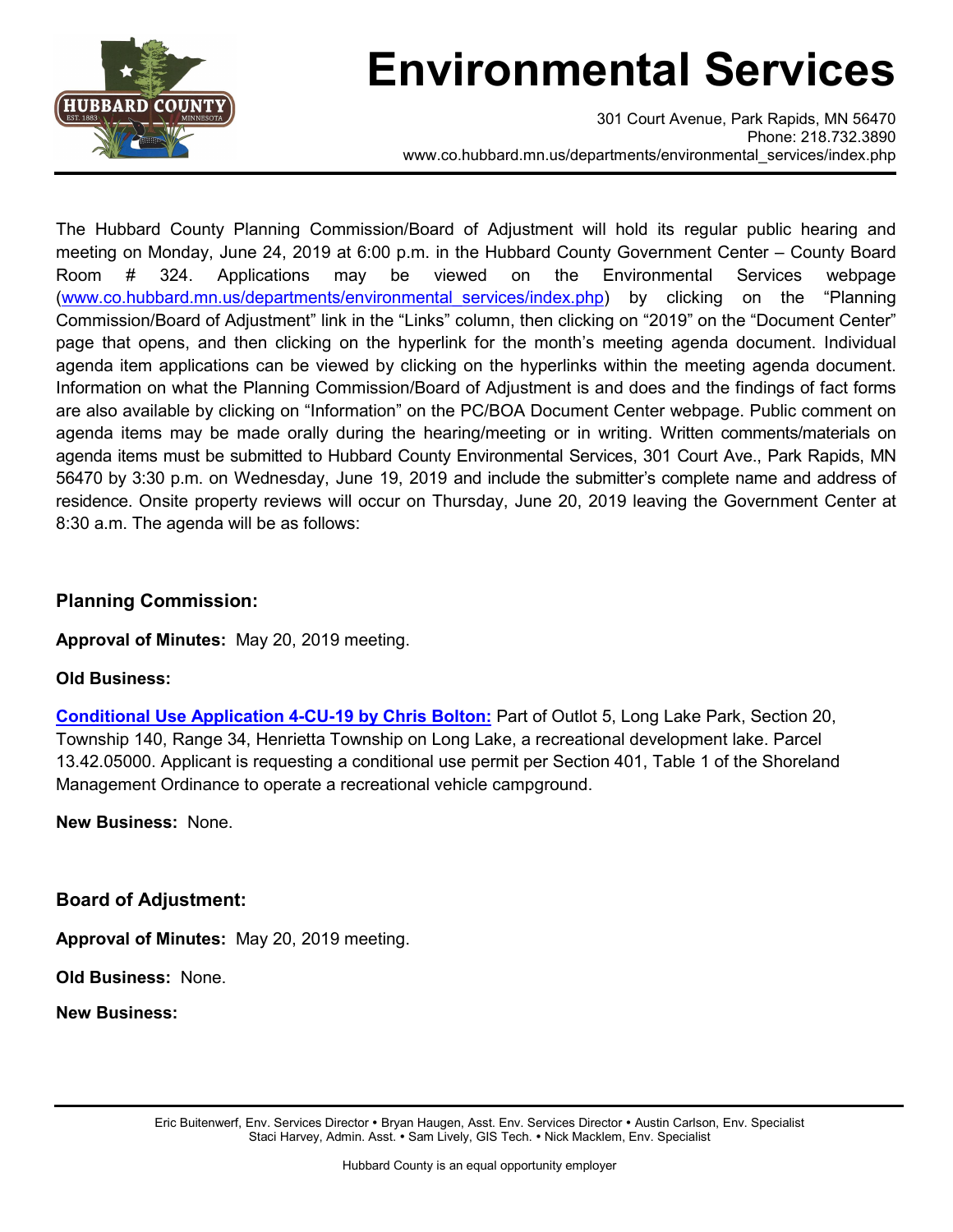# Environmental Services

301 Court Avenue, Park Rapids, MN 56470
Phone: 218.732.3890
www.co.hubbard.mn.us/departments/environmental_services/index.php

The Hubbard County Planning Commission/Board of Adjustment will hold its regular public hearing and meeting on Monday, June 24, 2019 at 6:00 p.m. in the Hubbard County Government Center – County Board Room # 324. Applications may be viewed on the Environmental Services webpage ([www.co.hubbard.mn.us/departments/environmental_services/index.php](www.co.hubbard.mn.us/departments/environmental_services/index.php)) by clicking on the "Planning Commission/Board of Adjustment" link in the "Links" column, then clicking on "2019" on the "Document Center" page that opens, and then clicking on the hyperlink for the month's meeting agenda document. Individual agenda item applications can be viewed by clicking on the hyperlinks within the meeting agenda document. Information on what the Planning Commission/Board of Adjustment is and does and the findings of fact forms are also available by clicking on "Information" on the PC/BOA Document Center webpage. Public comment on agenda items may be made orally during the hearing/meeting or in writing. Written comments/materials on agenda items must be submitted to Hubbard County Environmental Services, 301 Court Ave., Park Rapids, MN 56470 by 3:30 p.m. on Wednesday, June 19, 2019 and include the submitter's complete name and address of residence. Onsite property reviews will occur on Thursday, June 20, 2019 leaving the Government Center at 8:30 a.m. The agenda will be as follows:

## Planning Commission:

**Approval of Minutes:** May 20, 2019 meeting.

**Old Business:**

**Conditional Use Application 4-CU-19 by Chris Bolton:** Part of Outlot 5, Long Lake Park, Section 20, Township 140, Range 34, Henrietta Township on Long Lake, a recreational development lake. Parcel 13.42.05000. Applicant is requesting a conditional use permit per Section 401, Table 1 of the Shoreland Management Ordinance to operate a recreational vehicle campground.

**New Business:** None.

## Board of Adjustment:

**Approval of Minutes:** May 20, 2019 meeting.

**Old Business:** None.

**New Business:**

Eric Buitenwerf, Env. Services Director • Bryan Haugen, Asst. Env. Services Director • Austin Carlson, Env. Specialist
Staci Harvey, Admin. Asst. • Sam Lively, GIS Tech. • Nick Macklem, Env. Specialist

Hubbard County is an equal opportunity employer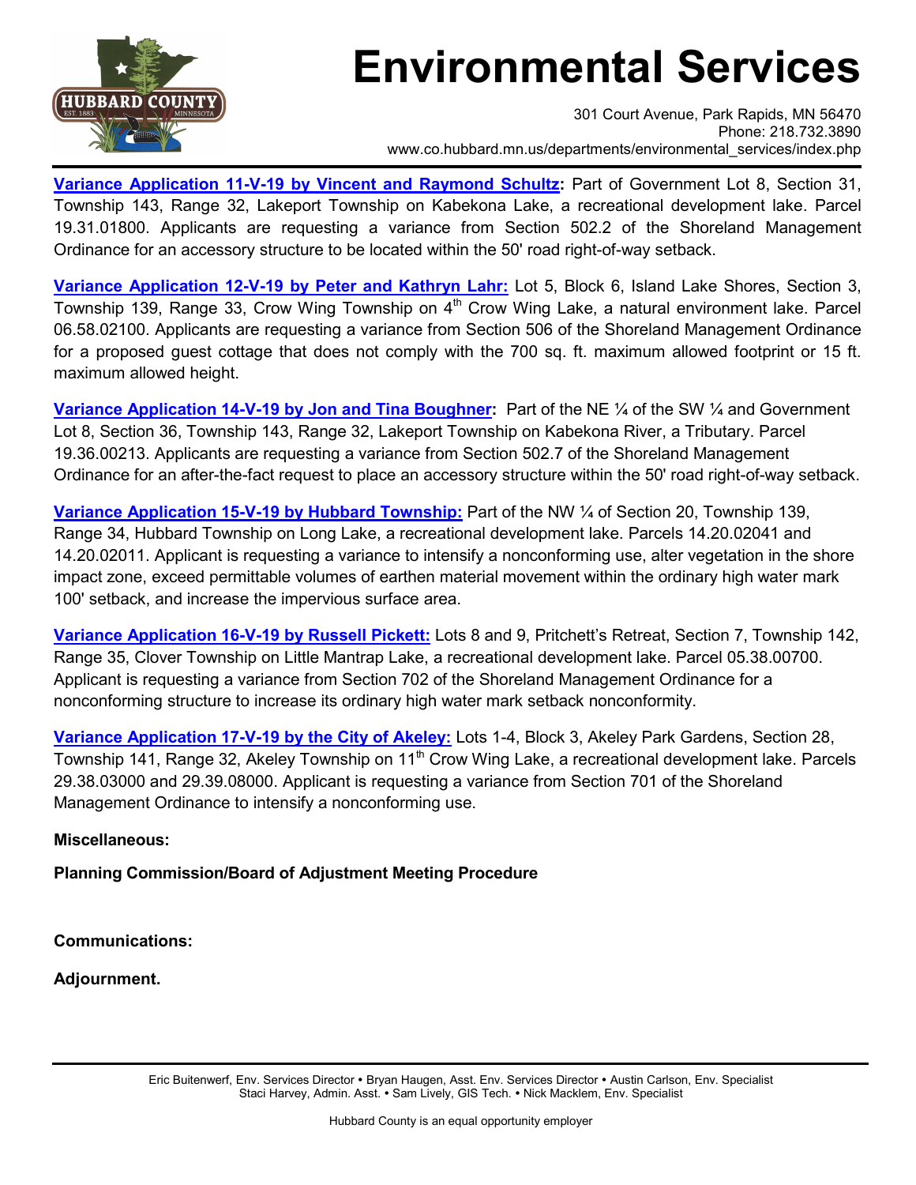# Environmental Services

301 Court Avenue, Park Rapids, MN 56470
Phone: 218.732.3890
www.co.hubbard.mn.us/departments/environmental_services/index.php

**Variance Application 11-V-19 by Vincent and Raymond Schultz:** Part of Government Lot 8, Section 31, Township 143, Range 32, Lakeport Township on Kabekona Lake, a recreational development lake. Parcel 19.31.01800. Applicants are requesting a variance from Section 502.2 of the Shoreland Management Ordinance for an accessory structure to be located within the 50' road right-of-way setback.

**Variance Application 12-V-19 by Peter and Kathryn Lahr:** Lot 5, Block 6, Island Lake Shores, Section 3, Township 139, Range 33, Crow Wing Township on 4th Crow Wing Lake, a natural environment lake. Parcel 06.58.02100. Applicants are requesting a variance from Section 506 of the Shoreland Management Ordinance for a proposed guest cottage that does not comply with the 700 sq. ft. maximum allowed footprint or 15 ft. maximum allowed height.

**Variance Application 14-V-19 by Jon and Tina Boughner:** Part of the NE ¼ of the SW ¼ and Government Lot 8, Section 36, Township 143, Range 32, Lakeport Township on Kabekona River, a Tributary. Parcel 19.36.00213. Applicants are requesting a variance from Section 502.7 of the Shoreland Management Ordinance for an after-the-fact request to place an accessory structure within the 50' road right-of-way setback.

**Variance Application 15-V-19 by Hubbard Township:** Part of the NW ¼ of Section 20, Township 139, Range 34, Hubbard Township on Long Lake, a recreational development lake. Parcels 14.20.02041 and 14.20.02011. Applicant is requesting a variance to intensify a nonconforming use, alter vegetation in the shore impact zone, exceed permittable volumes of earthen material movement within the ordinary high water mark 100' setback, and increase the impervious surface area.

**Variance Application 16-V-19 by Russell Pickett:** Lots 8 and 9, Pritchett's Retreat, Section 7, Township 142, Range 35, Clover Township on Little Mantrap Lake, a recreational development lake. Parcel 05.38.00700. Applicant is requesting a variance from Section 702 of the Shoreland Management Ordinance for a nonconforming structure to increase its ordinary high water mark setback nonconformity.

**Variance Application 17-V-19 by the City of Akeley:** Lots 1-4, Block 3, Akeley Park Gardens, Section 28, Township 141, Range 32, Akeley Township on 11th Crow Wing Lake, a recreational development lake. Parcels 29.38.03000 and 29.39.08000. Applicant is requesting a variance from Section 701 of the Shoreland Management Ordinance to intensify a nonconforming use.

**Miscellaneous:**

**Planning Commission/Board of Adjustment Meeting Procedure**

**Communications:**

**Adjournment.**

Eric Buitenwerf, Env. Services Director • Bryan Haugen, Asst. Env. Services Director • Austin Carlson, Env. Specialist
Staci Harvey, Admin. Asst. • Sam Lively, GIS Tech. • Nick Macklem, Env. Specialist

Hubbard County is an equal opportunity employer